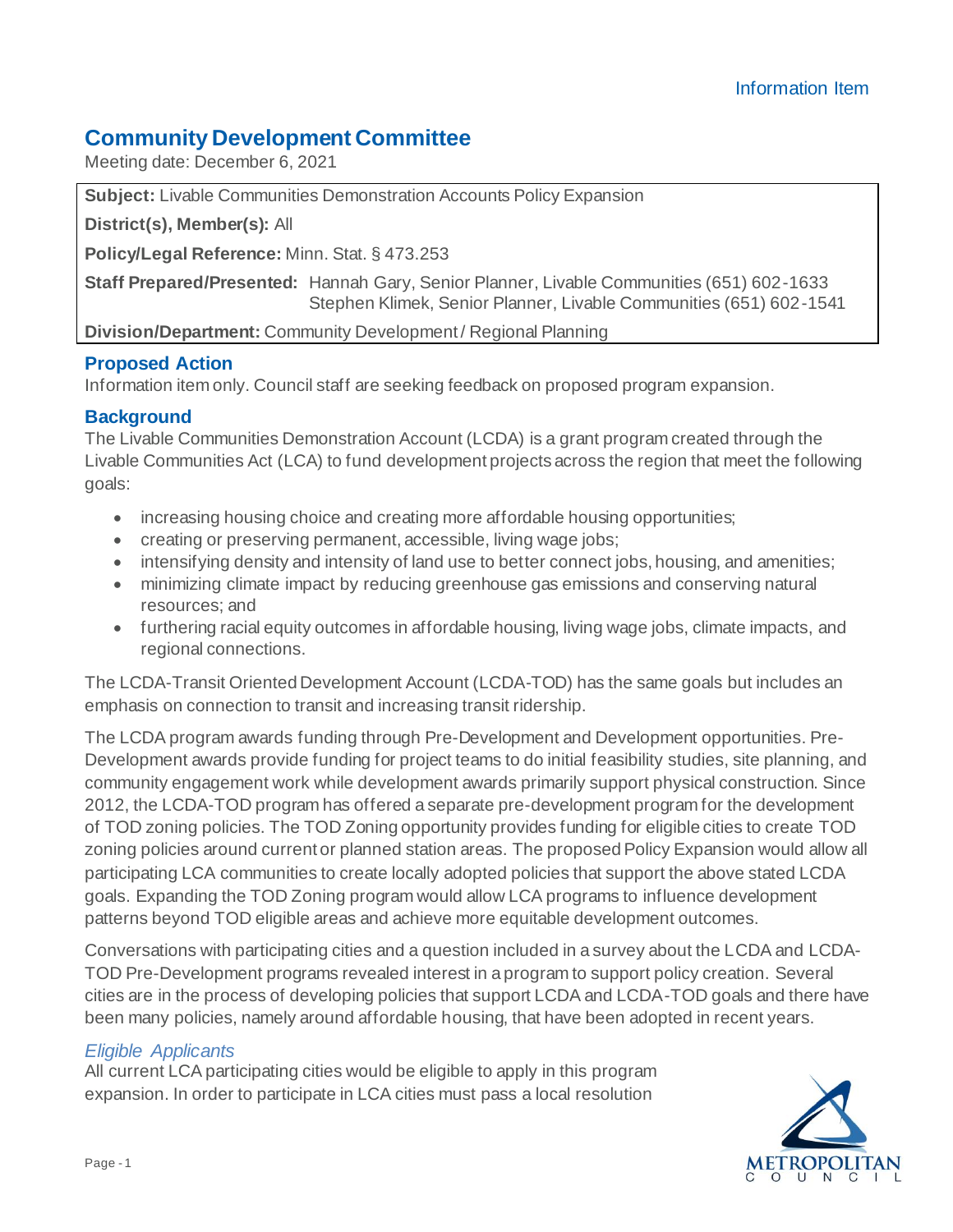Information Item

# Community Development Committee

Meeting date: December 6, 2021

**Subject:** Livable Communities Demonstration Accounts Policy Expansion

**District(s), Member(s):** All

**Policy/Legal Reference:** Minn. Stat. § 473.253

**Staff Prepared/Presented:** Hannah Gary, Senior Planner, Livable Communities (651) 602-1633
Stephen Klimek, Senior Planner, Livable Communities (651) 602-1541

**Division/Department:** Community Development / Regional Planning

## Proposed Action

Information item only. Council staff are seeking feedback on proposed program expansion.

## Background

The Livable Communities Demonstration Account (LCDA) is a grant program created through the Livable Communities Act (LCA) to fund development projects across the region that meet the following goals:

- increasing housing choice and creating more affordable housing opportunities;
- creating or preserving permanent, accessible, living wage jobs;
- intensifying density and intensity of land use to better connect jobs, housing, and amenities;
- minimizing climate impact by reducing greenhouse gas emissions and conserving natural resources; and
- furthering racial equity outcomes in affordable housing, living wage jobs, climate impacts, and regional connections.

The LCDA-Transit Oriented Development Account (LCDA-TOD) has the same goals but includes an emphasis on connection to transit and increasing transit ridership.

The LCDA program awards funding through Pre-Development and Development opportunities. Pre-Development awards provide funding for project teams to do initial feasibility studies, site planning, and community engagement work while development awards primarily support physical construction. Since 2012, the LCDA-TOD program has offered a separate pre-development program for the development of TOD zoning policies. The TOD Zoning opportunity provides funding for eligible cities to create TOD zoning policies around current or planned station areas. The proposed Policy Expansion would allow all participating LCA communities to create locally adopted policies that support the above stated LCDA goals. Expanding the TOD Zoning program would allow LCA programs to influence development patterns beyond TOD eligible areas and achieve more equitable development outcomes.

Conversations with participating cities and a question included in a survey about the LCDA and LCDA-TOD Pre-Development programs revealed interest in a program to support policy creation. Several cities are in the process of developing policies that support LCDA and LCDA-TOD goals and there have been many policies, namely around affordable housing, that have been adopted in recent years.

### *Eligible Applicants*

All current LCA participating cities would be eligible to apply in this program expansion. In order to participate in LCA cities must pass a local resolution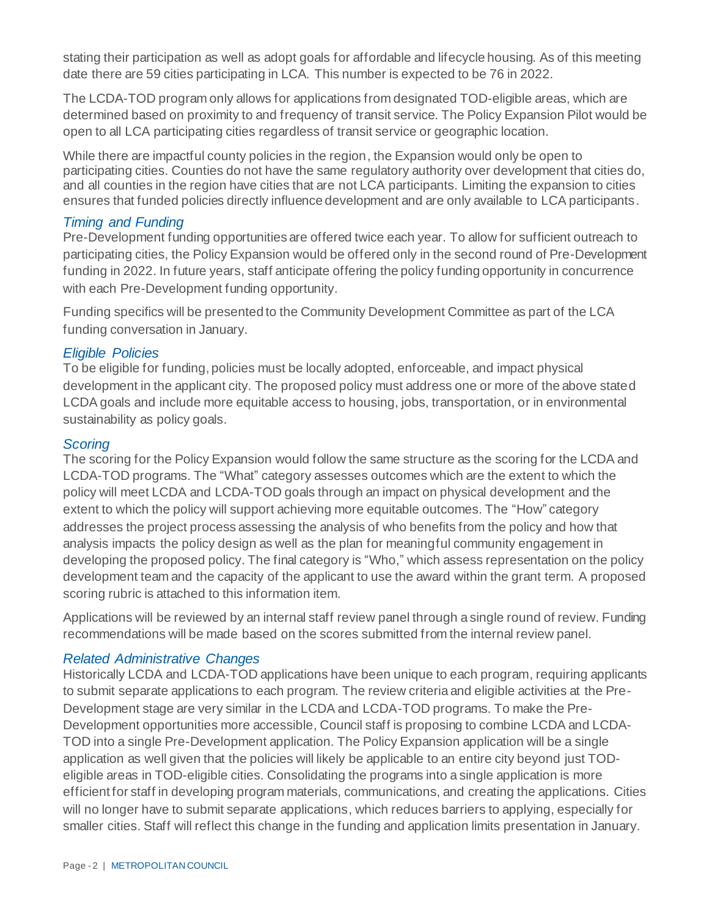stating their participation as well as adopt goals for affordable and lifecycle housing. As of this meeting date there are 59 cities participating in LCA. This number is expected to be 76 in 2022.

The LCDA-TOD program only allows for applications from designated TOD-eligible areas, which are determined based on proximity to and frequency of transit service. The Policy Expansion Pilot would be open to all LCA participating cities regardless of transit service or geographic location.

While there are impactful county policies in the region, the Expansion would only be open to participating cities. Counties do not have the same regulatory authority over development that cities do, and all counties in the region have cities that are not LCA participants. Limiting the expansion to cities ensures that funded policies directly influence development and are only available to LCA participants.

### *Timing and Funding*

Pre-Development funding opportunities are offered twice each year. To allow for sufficient outreach to participating cities, the Policy Expansion would be offered only in the second round of Pre-Development funding in 2022. In future years, staff anticipate offering the policy funding opportunity in concurrence with each Pre-Development funding opportunity.

Funding specifics will be presented to the Community Development Committee as part of the LCA funding conversation in January.

### *Eligible Policies*

To be eligible for funding, policies must be locally adopted, enforceable, and impact physical development in the applicant city. The proposed policy must address one or more of the above stated LCDA goals and include more equitable access to housing, jobs, transportation, or in environmental sustainability as policy goals.

### *Scoring*

The scoring for the Policy Expansion would follow the same structure as the scoring for the LCDA and LCDA-TOD programs. The "What" category assesses outcomes which are the extent to which the policy will meet LCDA and LCDA-TOD goals through an impact on physical development and the extent to which the policy will support achieving more equitable outcomes. The "How" category addresses the project process assessing the analysis of who benefits from the policy and how that analysis impacts the policy design as well as the plan for meaningful community engagement in developing the proposed policy. The final category is "Who," which assess representation on the policy development team and the capacity of the applicant to use the award within the grant term. A proposed scoring rubric is attached to this information item.

Applications will be reviewed by an internal staff review panel through a single round of review. Funding recommendations will be made based on the scores submitted from the internal review panel.

### *Related Administrative Changes*

Historically LCDA and LCDA-TOD applications have been unique to each program, requiring applicants to submit separate applications to each program. The review criteria and eligible activities at the Pre-Development stage are very similar in the LCDA and LCDA-TOD programs. To make the Pre-Development opportunities more accessible, Council staff is proposing to combine LCDA and LCDA-TOD into a single Pre-Development application. The Policy Expansion application will be a single application as well given that the policies will likely be applicable to an entire city beyond just TOD-eligible areas in TOD-eligible cities. Consolidating the programs into a single application is more efficient for staff in developing program materials, communications, and creating the applications. Cities will no longer have to submit separate applications, which reduces barriers to applying, especially for smaller cities. Staff will reflect this change in the funding and application limits presentation in January.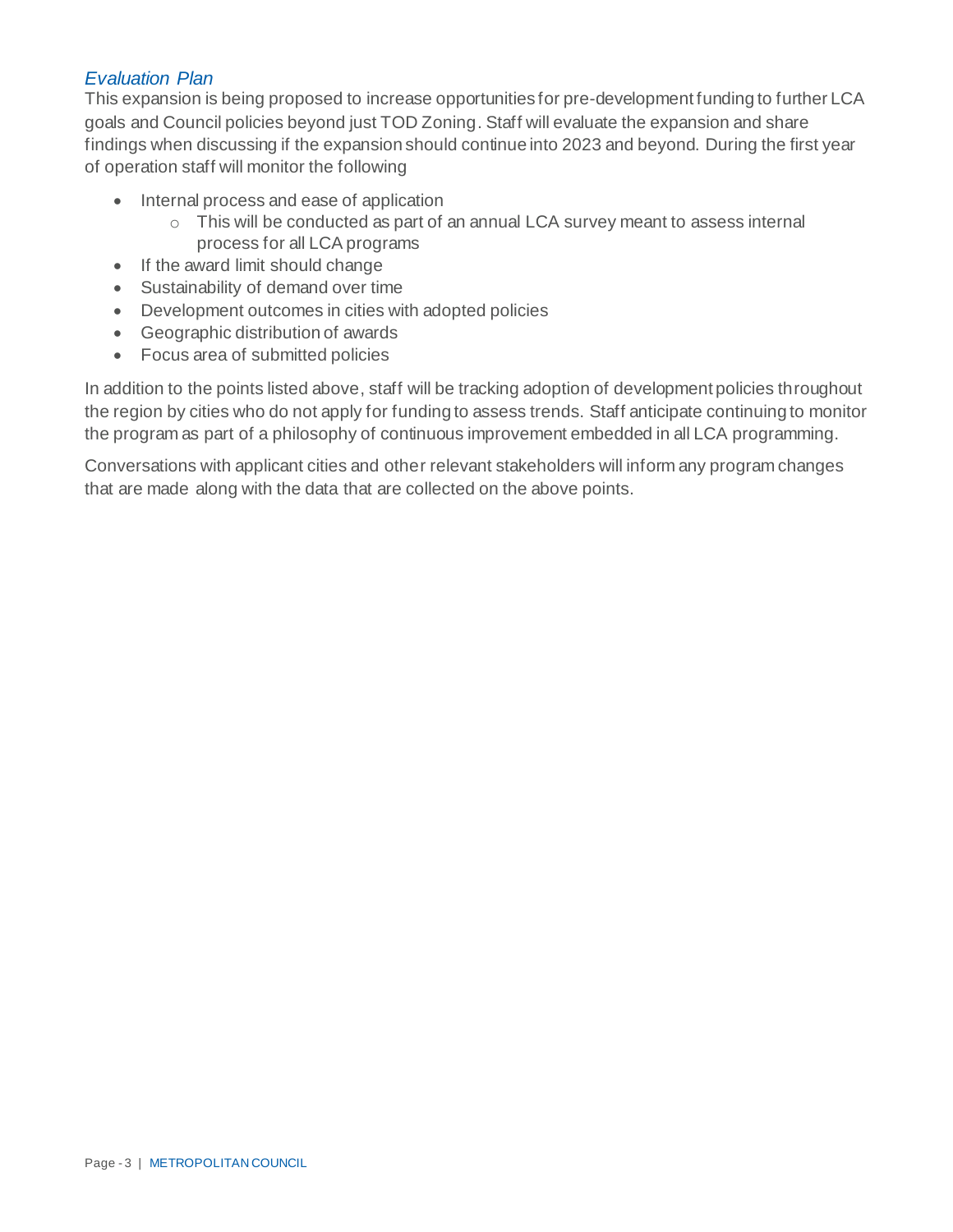### *Evaluation Plan*

This expansion is being proposed to increase opportunities for pre-development funding to further LCA goals and Council policies beyond just TOD Zoning. Staff will evaluate the expansion and share findings when discussing if the expansion should continue into 2023 and beyond. During the first year of operation staff will monitor the following

- Internal process and ease of application
    - This will be conducted as part of an annual LCA survey meant to assess internal process for all LCA programs
- If the award limit should change
- Sustainability of demand over time
- Development outcomes in cities with adopted policies
- Geographic distribution of awards
- Focus area of submitted policies

In addition to the points listed above, staff will be tracking adoption of development policies throughout the region by cities who do not apply for funding to assess trends. Staff anticipate continuing to monitor the program as part of a philosophy of continuous improvement embedded in all LCA programming.

Conversations with applicant cities and other relevant stakeholders will inform any program changes that are made along with the data that are collected on the above points.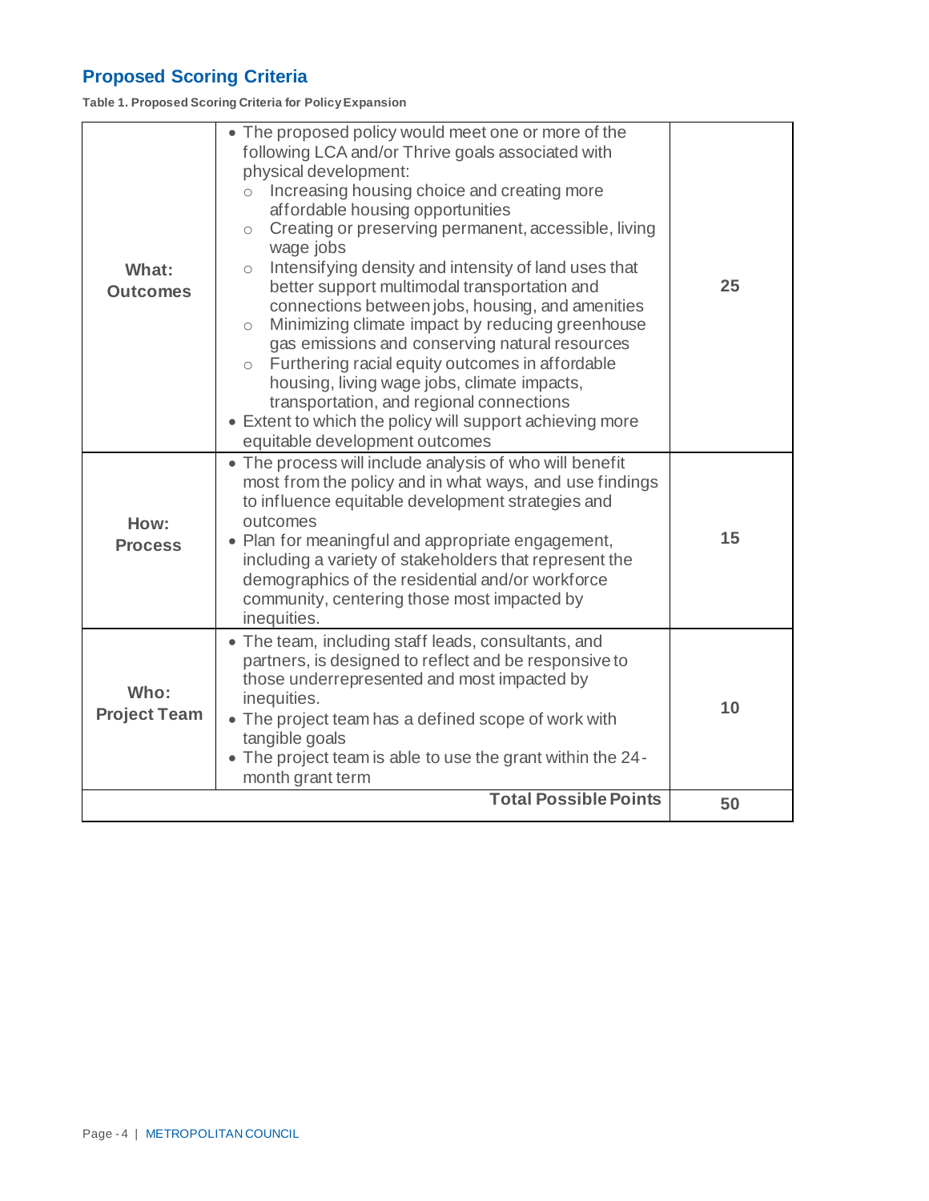## Proposed Scoring Criteria

**Table 1. Proposed Scoring Criteria for Policy Expansion**

| | | |
|---|---|---|
| **What: Outcomes** | • The proposed policy would meet one or more of the following LCA and/or Thrive goals associated with physical development:<br>○ Increasing housing choice and creating more affordable housing opportunities<br>○ Creating or preserving permanent, accessible, living wage jobs<br>○ Intensifying density and intensity of land uses that better support multimodal transportation and connections between jobs, housing, and amenities<br>○ Minimizing climate impact by reducing greenhouse gas emissions and conserving natural resources<br>○ Furthering racial equity outcomes in affordable housing, living wage jobs, climate impacts, transportation, and regional connections<br>• Extent to which the policy will support achieving more equitable development outcomes | **25** |
| **How: Process** | • The process will include analysis of who will benefit most from the policy and in what ways, and use findings to influence equitable development strategies and outcomes<br>• Plan for meaningful and appropriate engagement, including a variety of stakeholders that represent the demographics of the residential and/or workforce community, centering those most impacted by inequities. | **15** |
| **Who: Project Team** | • The team, including staff leads, consultants, and partners, is designed to reflect and be responsive to those underrepresented and most impacted by inequities.<br>• The project team has a defined scope of work with tangible goals<br>• The project team is able to use the grant within the 24-month grant term | **10** |
| | **Total Possible Points** | **50** |